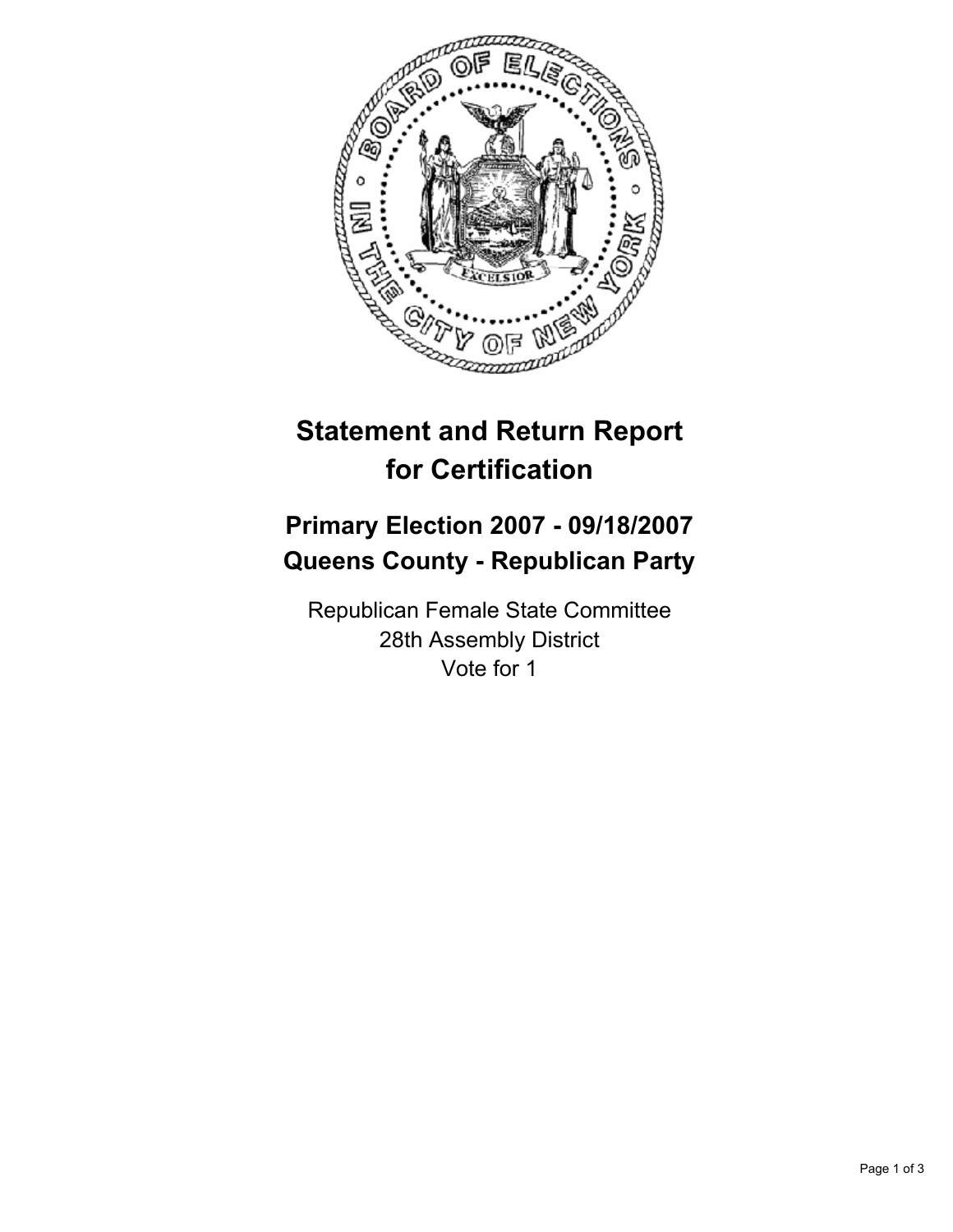# Statement and Return Report for Certification

## Primary Election 2007 - 09/18/2007
## Queens County - Republican Party

Republican Female State Committee
28th Assembly District
Vote for 1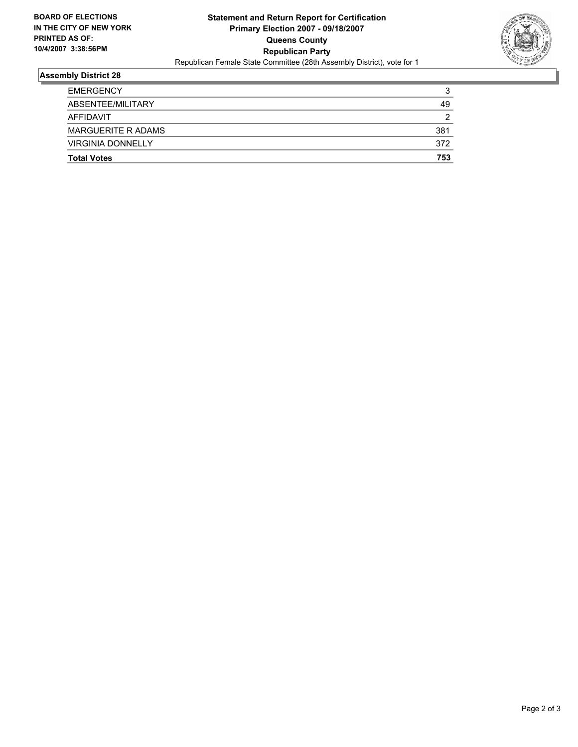**BOARD OF ELECTIONS IN THE CITY OF NEW YORK PRINTED AS OF: 10/4/2007 3:38:56PM**

**Statement and Return Report for Certification**
**Primary Election 2007 - 09/18/2007**
**Queens County**
**Republican Party**
Republican Female State Committee (28th Assembly District), vote for 1

## Assembly District 28

| | |
|---|---|
| EMERGENCY | 3 |
| ABSENTEE/MILITARY | 49 |
| AFFIDAVIT | 2 |
| MARGUERITE R ADAMS | 381 |
| VIRGINIA DONNELLY | 372 |
| **Total Votes** | **753** |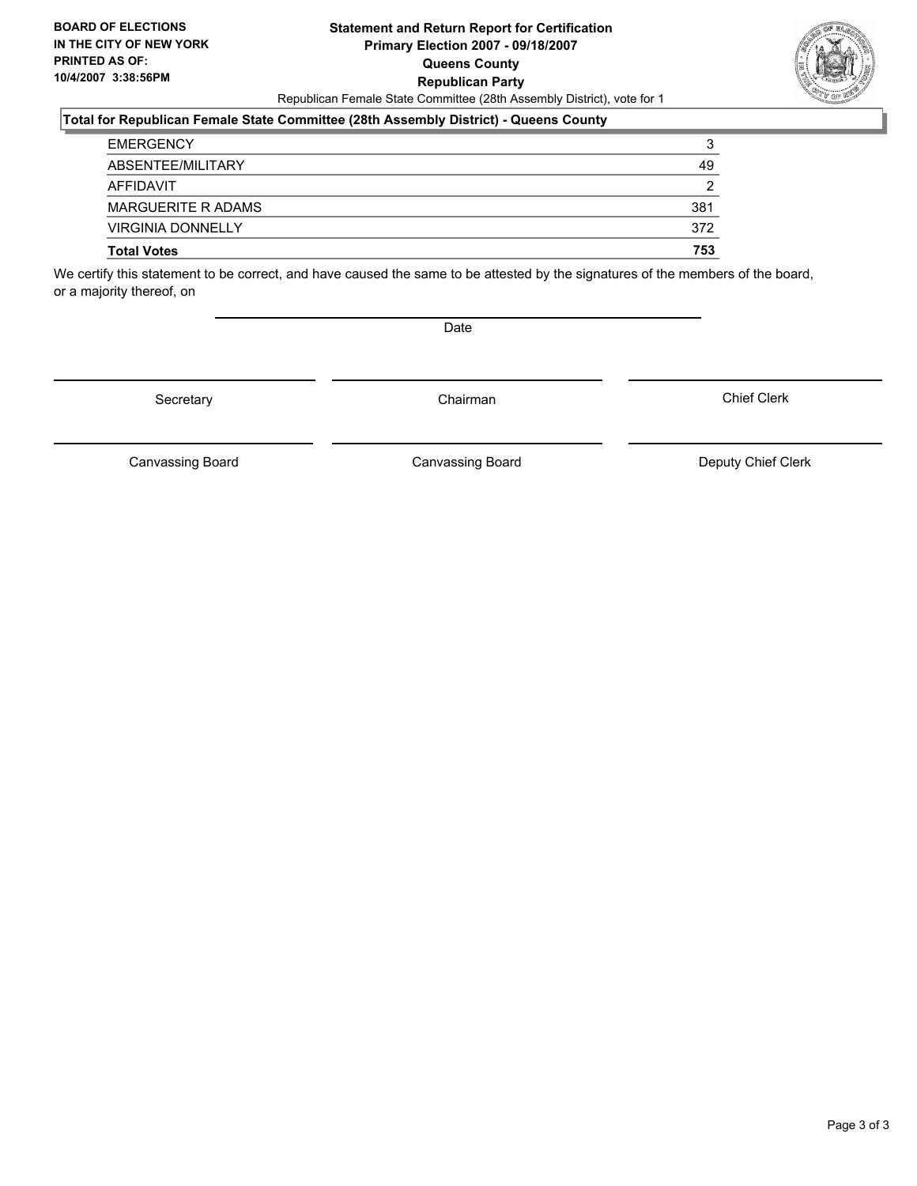**BOARD OF ELECTIONS IN THE CITY OF NEW YORK PRINTED AS OF: 10/4/2007 3:38:56PM**

**Statement and Return Report for Certification**
**Primary Election 2007 - 09/18/2007**
**Queens County**
**Republican Party**

Republican Female State Committee (28th Assembly District), vote for 1

**Total for Republican Female State Committee (28th Assembly District) - Queens County**

| | |
|---|---|
| EMERGENCY | 3 |
| ABSENTEE/MILITARY | 49 |
| AFFIDAVIT | 2 |
| MARGUERITE R ADAMS | 381 |
| VIRGINIA DONNELLY | 372 |
| **Total Votes** | **753** |

We certify this statement to be correct, and have caused the same to be attested by the signatures of the members of the board, or a majority thereof, on

Date

Secretary | Chairman | Chief Clerk

Canvassing Board | Canvassing Board | Deputy Chief Clerk